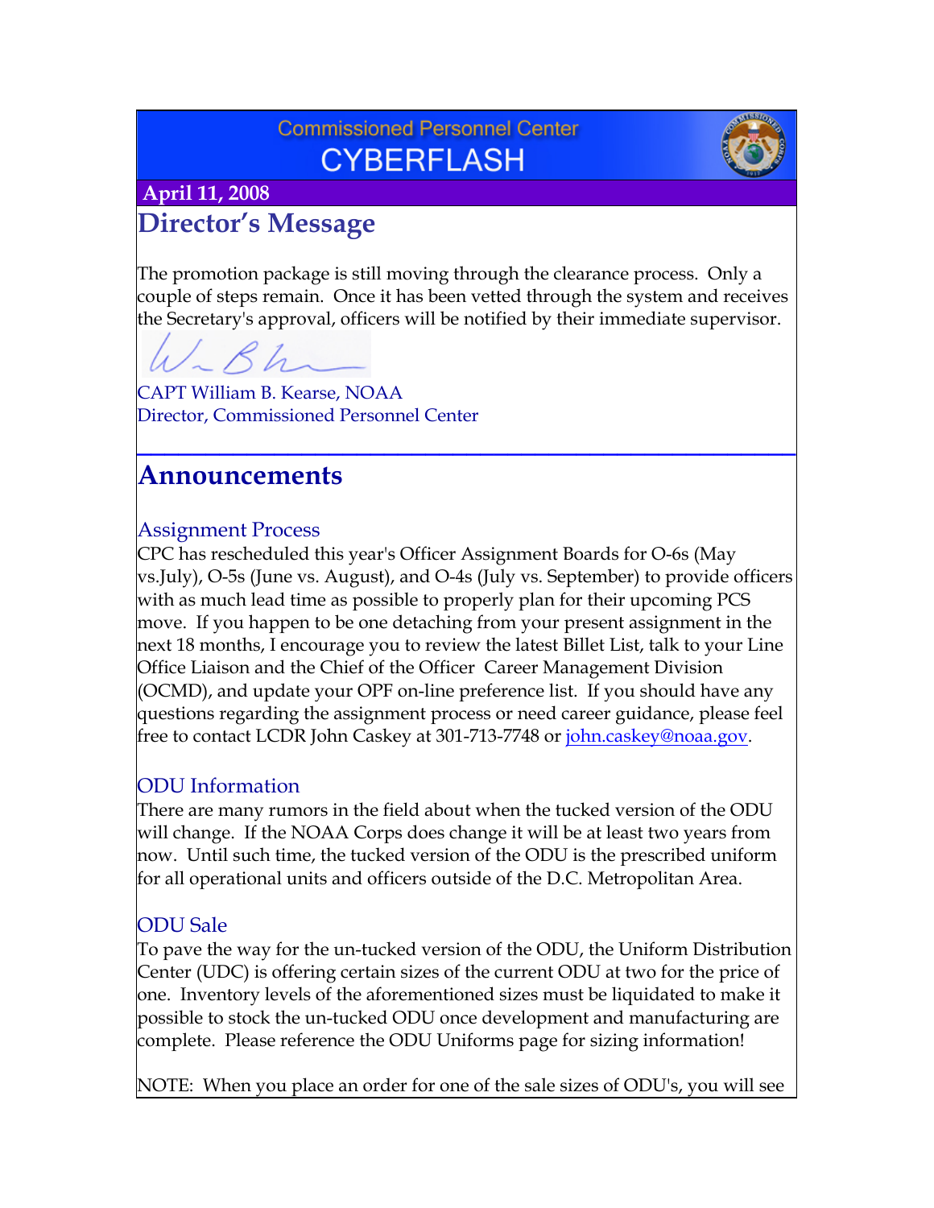Commissioned Personnel Center

# CYBERFLASH

**April 11, 2008**

## Director's Message

The promotion package is still moving through the clearance process. Only a couple of steps remain. Once it has been vetted through the system and receives the Secretary's approval, officers will be notified by their immediate supervisor.

CAPT William B. Kearse, NOAA
Director, Commissioned Personnel Center

## Announcements

### Assignment Process

CPC has rescheduled this year's Officer Assignment Boards for O-6s (May vs.July), O-5s (June vs. August), and O-4s (July vs. September) to provide officers with as much lead time as possible to properly plan for their upcoming PCS move. If you happen to be one detaching from your present assignment in the next 18 months, I encourage you to review the latest Billet List, talk to your Line Office Liaison and the Chief of the Officer Career Management Division (OCMD), and update your OPF on-line preference list. If you should have any questions regarding the assignment process or need career guidance, please feel free to contact LCDR John Caskey at 301-713-7748 or john.caskey@noaa.gov.

### ODU Information

There are many rumors in the field about when the tucked version of the ODU will change. If the NOAA Corps does change it will be at least two years from now. Until such time, the tucked version of the ODU is the prescribed uniform for all operational units and officers outside of the D.C. Metropolitan Area.

### ODU Sale

To pave the way for the un-tucked version of the ODU, the Uniform Distribution Center (UDC) is offering certain sizes of the current ODU at two for the price of one. Inventory levels of the aforementioned sizes must be liquidated to make it possible to stock the un-tucked ODU once development and manufacturing are complete. Please reference the ODU Uniforms page for sizing information!

NOTE: When you place an order for one of the sale sizes of ODU's, you will see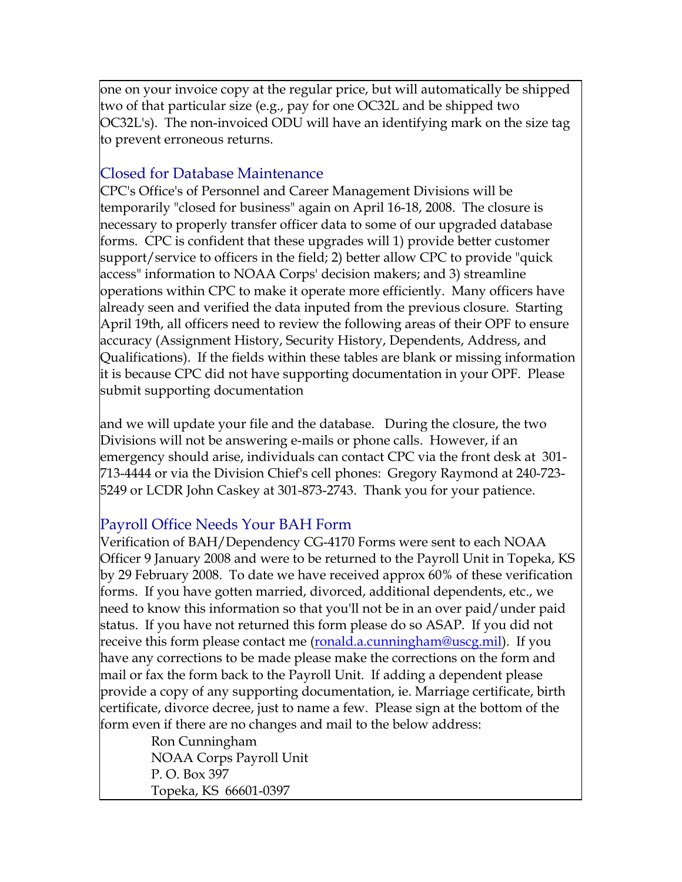one on your invoice copy at the regular price, but will automatically be shipped two of that particular size (e.g., pay for one OC32L and be shipped two OC32L's). The non-invoiced ODU will have an identifying mark on the size tag to prevent erroneous returns.

## Closed for Database Maintenance

CPC's Office's of Personnel and Career Management Divisions will be temporarily "closed for business" again on April 16-18, 2008. The closure is necessary to properly transfer officer data to some of our upgraded database forms. CPC is confident that these upgrades will 1) provide better customer support/service to officers in the field; 2) better allow CPC to provide "quick access" information to NOAA Corps' decision makers; and 3) streamline operations within CPC to make it operate more efficiently. Many officers have already seen and verified the data inputed from the previous closure. Starting April 19th, all officers need to review the following areas of their OPF to ensure accuracy (Assignment History, Security History, Dependents, Address, and Qualifications). If the fields within these tables are blank or missing information it is because CPC did not have supporting documentation in your OPF. Please submit supporting documentation

and we will update your file and the database. During the closure, the two Divisions will not be answering e-mails or phone calls. However, if an emergency should arise, individuals can contact CPC via the front desk at 301-713-4444 or via the Division Chief's cell phones: Gregory Raymond at 240-723-5249 or LCDR John Caskey at 301-873-2743. Thank you for your patience.

## Payroll Office Needs Your BAH Form

Verification of BAH/Dependency CG-4170 Forms were sent to each NOAA Officer 9 January 2008 and were to be returned to the Payroll Unit in Topeka, KS by 29 February 2008. To date we have received approx 60% of these verification forms. If you have gotten married, divorced, additional dependents, etc., we need to know this information so that you'll not be in an over paid/under paid status. If you have not returned this form please do so ASAP. If you did not receive this form please contact me (ronald.a.cunningham@uscg.mil). If you have any corrections to be made please make the corrections on the form and mail or fax the form back to the Payroll Unit. If adding a dependent please provide a copy of any supporting documentation, ie. Marriage certificate, birth certificate, divorce decree, just to name a few. Please sign at the bottom of the form even if there are no changes and mail to the below address:

Ron Cunningham
NOAA Corps Payroll Unit
P. O. Box 397
Topeka, KS 66601-0397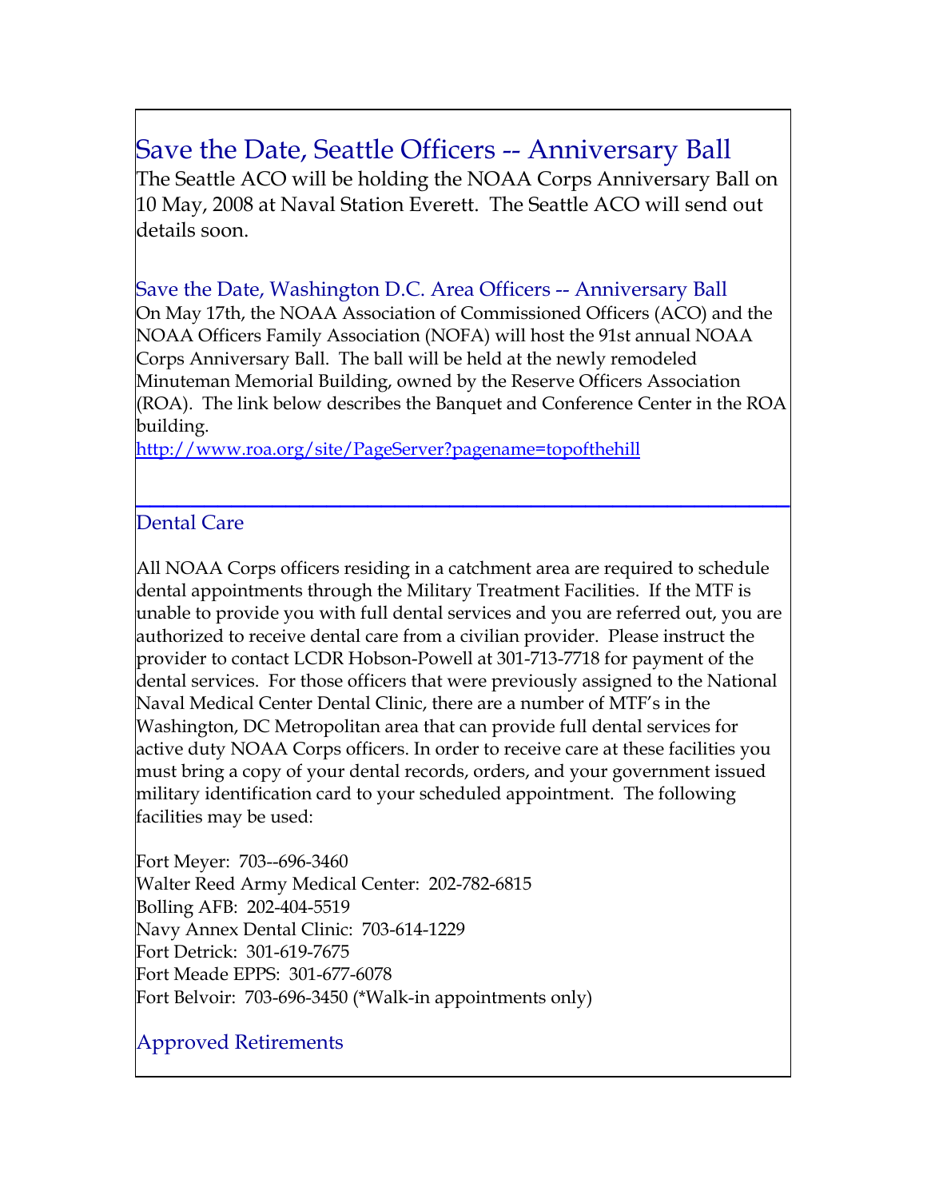## Save the Date, Seattle Officers -- Anniversary Ball

The Seattle ACO will be holding the NOAA Corps Anniversary Ball on 10 May, 2008 at Naval Station Everett. The Seattle ACO will send out details soon.

### Save the Date, Washington D.C. Area Officers -- Anniversary Ball

On May 17th, the NOAA Association of Commissioned Officers (ACO) and the NOAA Officers Family Association (NOFA) will host the 91st annual NOAA Corps Anniversary Ball. The ball will be held at the newly remodeled Minuteman Memorial Building, owned by the Reserve Officers Association (ROA). The link below describes the Banquet and Conference Center in the ROA building.
http://www.roa.org/site/PageServer?pagename=topofthehill

---

### Dental Care

All NOAA Corps officers residing in a catchment area are required to schedule dental appointments through the Military Treatment Facilities. If the MTF is unable to provide you with full dental services and you are referred out, you are authorized to receive dental care from a civilian provider. Please instruct the provider to contact LCDR Hobson-Powell at 301-713-7718 for payment of the dental services. For those officers that were previously assigned to the National Naval Medical Center Dental Clinic, there are a number of MTF's in the Washington, DC Metropolitan area that can provide full dental services for active duty NOAA Corps officers. In order to receive care at these facilities you must bring a copy of your dental records, orders, and your government issued military identification card to your scheduled appointment. The following facilities may be used:

Fort Meyer: 703--696-3460
Walter Reed Army Medical Center: 202-782-6815
Bolling AFB: 202-404-5519
Navy Annex Dental Clinic: 703-614-1229
Fort Detrick: 301-619-7675
Fort Meade EPPS: 301-677-6078
Fort Belvoir: 703-696-3450 (*Walk-in appointments only)

### Approved Retirements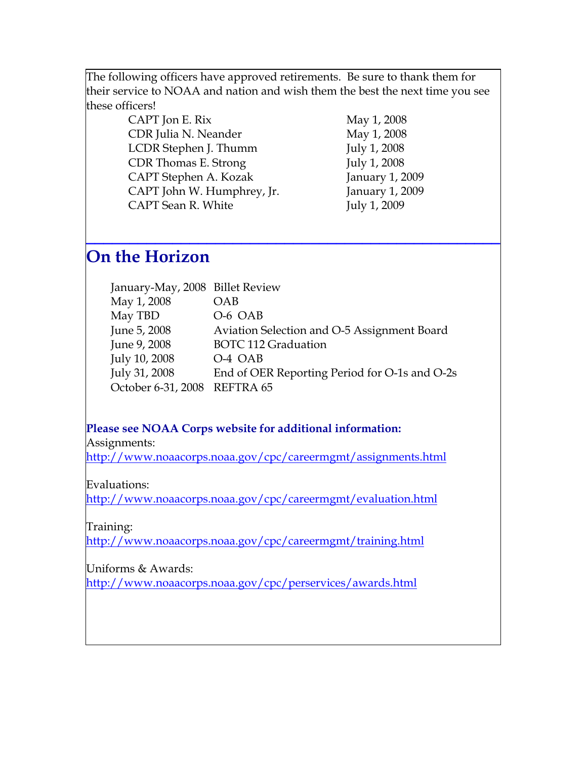The following officers have approved retirements. Be sure to thank them for their service to NOAA and nation and wish them the best the next time you see these officers!

| | |
|---|---|
| CAPT Jon E. Rix | May 1, 2008 |
| CDR Julia N. Neander | May 1, 2008 |
| LCDR Stephen J. Thumm | July 1, 2008 |
| CDR Thomas E. Strong | July 1, 2008 |
| CAPT Stephen A. Kozak | January 1, 2009 |
| CAPT John W. Humphrey, Jr. | January 1, 2009 |
| CAPT Sean R. White | July 1, 2009 |

## On the Horizon

| | |
|---|---|
| January-May, 2008 | Billet Review |
| May 1, 2008 | OAB |
| May TBD | O-6 OAB |
| June 5, 2008 | Aviation Selection and O-5 Assignment Board |
| June 9, 2008 | BOTC 112 Graduation |
| July 10, 2008 | O-4 OAB |
| July 31, 2008 | End of OER Reporting Period for O-1s and O-2s |
| October 6-31, 2008 | REFTRA 65 |

**Please see NOAA Corps website for additional information:**

Assignments:
http://www.noaacorps.noaa.gov/cpc/careermgmt/assignments.html

Evaluations:
http://www.noaacorps.noaa.gov/cpc/careermgmt/evaluation.html

Training:
http://www.noaacorps.noaa.gov/cpc/careermgmt/training.html

Uniforms & Awards:
http://www.noaacorps.noaa.gov/cpc/perservices/awards.html